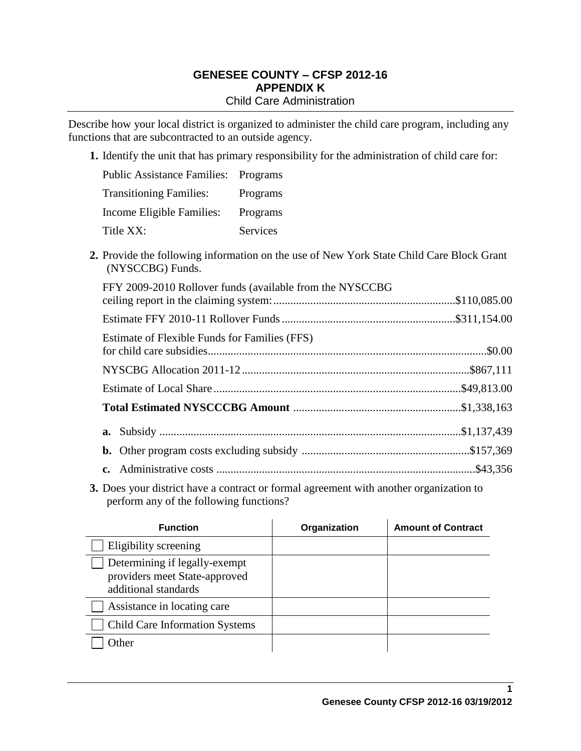# GENESEE COUNTY – CFSP 2012-16
## APPENDIX K
### Child Care Administration

Describe how your local district is organized to administer the child care program, including any functions that are subcontracted to an outside agency.

**1.** Identify the unit that has primary responsibility for the administration of child care for:

| | |
|---|---|
| Public Assistance Families: | Programs |
| Transitioning Families: | Programs |
| Income Eligible Families: | Programs |
| Title XX: | Services |

**2.** Provide the following information on the use of New York State Child Care Block Grant (NYSCCBG) Funds.

FFY 2009-2010 Rollover funds (available from the NYSCCBG ceiling report in the claiming system: ............ $110,085.00

Estimate FFY 2010-11 Rollover Funds ............ $311,154.00

Estimate of Flexible Funds for Families (FFS) for child care subsidies ............ $0.00

NYSCBG Allocation 2011-12 ............ $867,111

Estimate of Local Share ............ $49,813.00

**Total Estimated NYSCCCBG Amount** ............ $1,338,163

**a.** Subsidy ............ $1,137,439

**b.** Other program costs excluding subsidy ............ $157,369

**c.** Administrative costs ............ $43,356

**3.** Does your district have a contract or formal agreement with another organization to perform any of the following functions?

| Function | Organization | Amount of Contract |
|---|---|---|
| ☐ Eligibility screening | | |
| ☐ Determining if legally-exempt providers meet State-approved additional standards | | |
| ☐ Assistance in locating care | | |
| ☐ Child Care Information Systems | | |
| ☐ Other | | |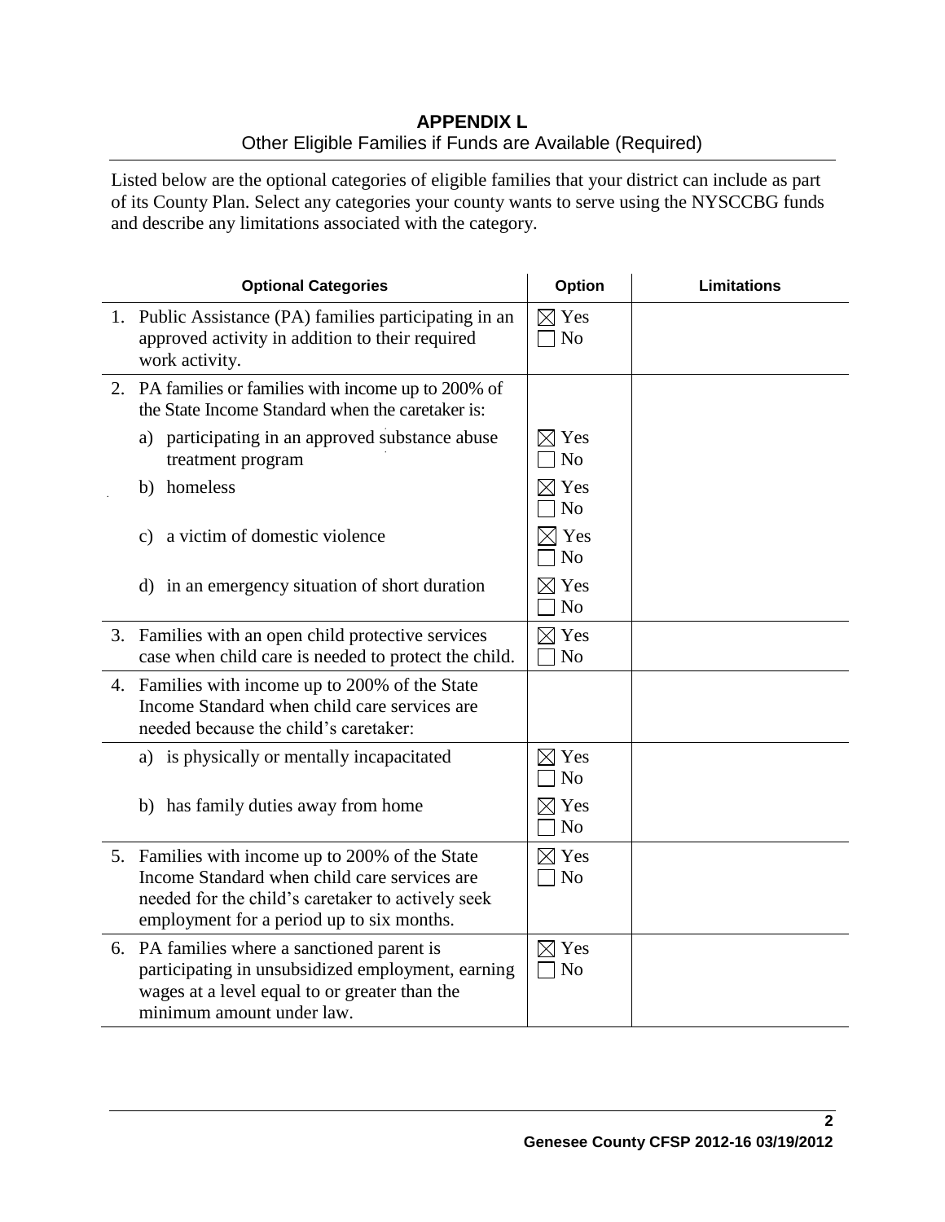# APPENDIX L

Other Eligible Families if Funds are Available (Required)

Listed below are the optional categories of eligible families that your district can include as part of its County Plan. Select any categories your county wants to serve using the NYSCCBG funds and describe any limitations associated with the category.

| Optional Categories | Option | Limitations |
|---|---|---|
| 1. Public Assistance (PA) families participating in an approved activity in addition to their required work activity. | ☒ Yes ☐ No | |
| 2. PA families or families with income up to 200% of the State Income Standard when the caretaker is: | | |
| a) participating in an approved substance abuse treatment program | ☒ Yes ☐ No | |
| b) homeless | ☒ Yes ☐ No | |
| c) a victim of domestic violence | ☒ Yes ☐ No | |
| d) in an emergency situation of short duration | ☒ Yes ☐ No | |
| 3. Families with an open child protective services case when child care is needed to protect the child. | ☒ Yes ☐ No | |
| 4. Families with income up to 200% of the State Income Standard when child care services are needed because the child's caretaker: | | |
| a) is physically or mentally incapacitated | ☒ Yes ☐ No | |
| b) has family duties away from home | ☒ Yes ☐ No | |
| 5. Families with income up to 200% of the State Income Standard when child care services are needed for the child's caretaker to actively seek employment for a period up to six months. | ☒ Yes ☐ No | |
| 6. PA families where a sanctioned parent is participating in unsubsidized employment, earning wages at a level equal to or greater than the minimum amount under law. | ☒ Yes ☐ No | |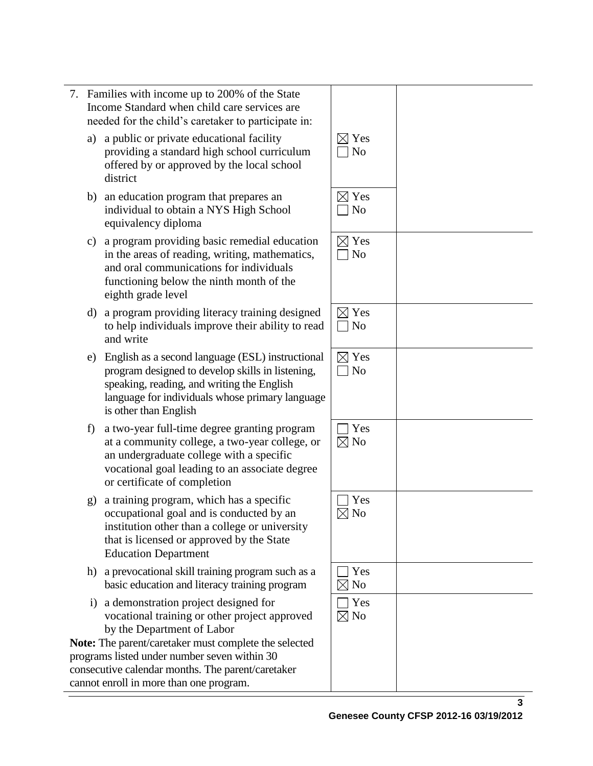| | | |
|---|---|---|
| 7. Families with income up to 200% of the State Income Standard when child care services are needed for the child's caretaker to participate in: | | |
| a) a public or private educational facility providing a standard high school curriculum offered by or approved by the local school district | ☒ Yes ☐ No | |
| b) an education program that prepares an individual to obtain a NYS High School equivalency diploma | ☒ Yes ☐ No | |
| c) a program providing basic remedial education in the areas of reading, writing, mathematics, and oral communications for individuals functioning below the ninth month of the eighth grade level | ☒ Yes ☐ No | |
| d) a program providing literacy training designed to help individuals improve their ability to read and write | ☒ Yes ☐ No | |
| e) English as a second language (ESL) instructional program designed to develop skills in listening, speaking, reading, and writing the English language for individuals whose primary language is other than English | ☒ Yes ☐ No | |
| f) a two-year full-time degree granting program at a community college, a two-year college, or an undergraduate college with a specific vocational goal leading to an associate degree or certificate of completion | ☐ Yes ☒ No | |
| g) a training program, which has a specific occupational goal and is conducted by an institution other than a college or university that is licensed or approved by the State Education Department | ☐ Yes ☒ No | |
| h) a prevocational skill training program such as a basic education and literacy training program | ☐ Yes ☒ No | |
| i) a demonstration project designed for vocational training or other project approved by the Department of Labor<br>**Note:** The parent/caretaker must complete the selected programs listed under number seven within 30 consecutive calendar months. The parent/caretaker cannot enroll in more than one program. | ☐ Yes ☒ No | |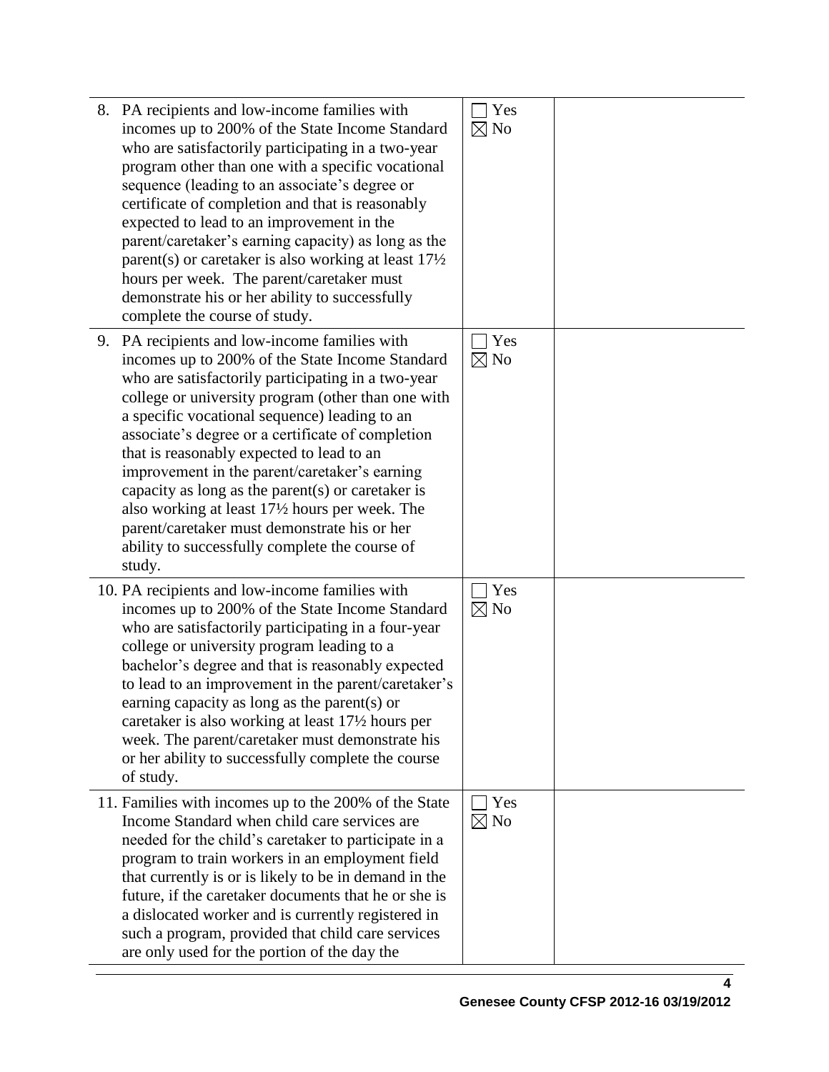| | | |
|---|---|---|
| 8. PA recipients and low-income families with incomes up to 200% of the State Income Standard who are satisfactorily participating in a two-year program other than one with a specific vocational sequence (leading to an associate's degree or certificate of completion and that is reasonably expected to lead to an improvement in the parent/caretaker's earning capacity) as long as the parent(s) or caretaker is also working at least 17½ hours per week. The parent/caretaker must demonstrate his or her ability to successfully complete the course of study. | ☐ Yes ☒ No | |
| 9. PA recipients and low-income families with incomes up to 200% of the State Income Standard who are satisfactorily participating in a two-year college or university program (other than one with a specific vocational sequence) leading to an associate's degree or a certificate of completion that is reasonably expected to lead to an improvement in the parent/caretaker's earning capacity as long as the parent(s) or caretaker is also working at least 17½ hours per week. The parent/caretaker must demonstrate his or her ability to successfully complete the course of study. | ☐ Yes ☒ No | |
| 10. PA recipients and low-income families with incomes up to 200% of the State Income Standard who are satisfactorily participating in a four-year college or university program leading to a bachelor's degree and that is reasonably expected to lead to an improvement in the parent/caretaker's earning capacity as long as the parent(s) or caretaker is also working at least 17½ hours per week. The parent/caretaker must demonstrate his or her ability to successfully complete the course of study. | ☐ Yes ☒ No | |
| 11. Families with incomes up to the 200% of the State Income Standard when child care services are needed for the child's caretaker to participate in a program to train workers in an employment field that currently is or is likely to be in demand in the future, if the caretaker documents that he or she is a dislocated worker and is currently registered in such a program, provided that child care services are only used for the portion of the day the | ☐ Yes ☒ No | |

Genesee County CFSP 2012-16 03/19/2012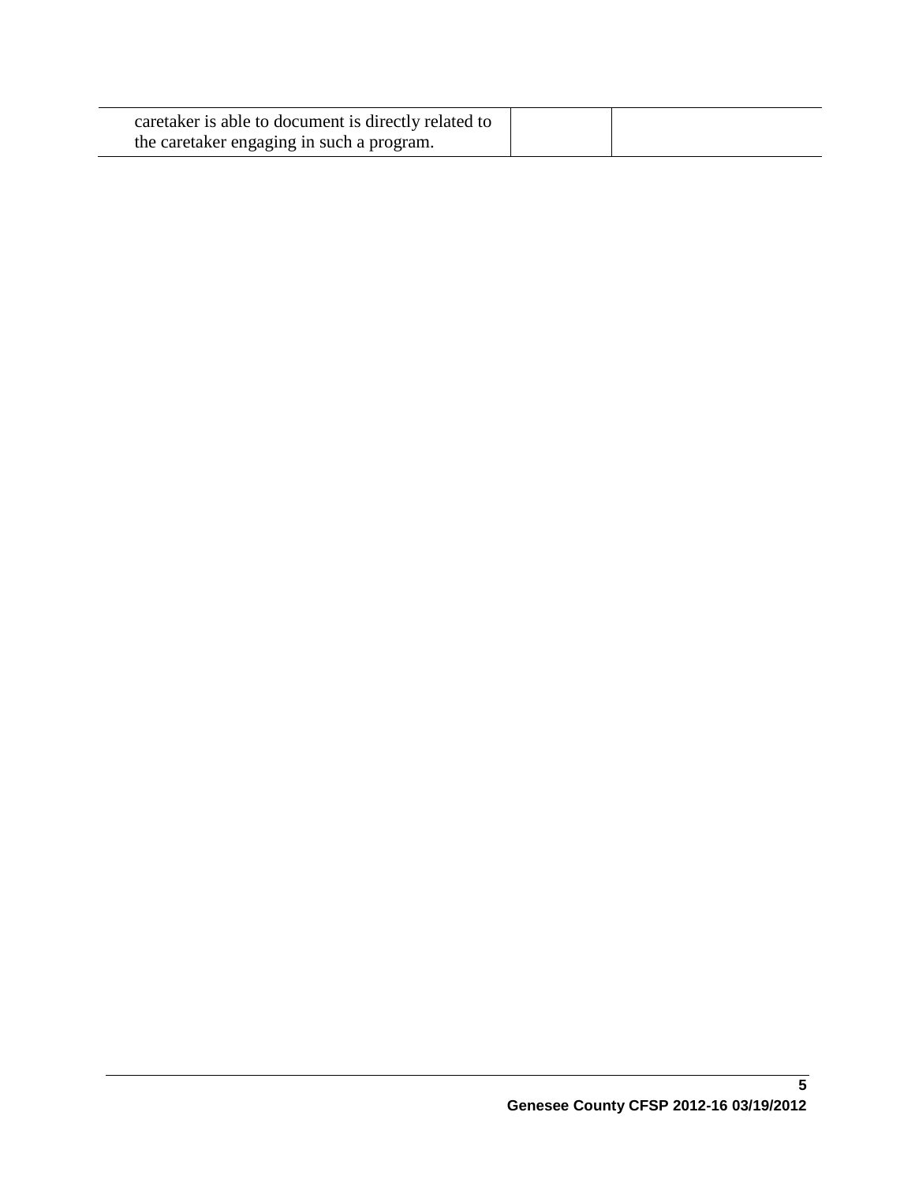| caretaker is able to document is directly related to the caretaker engaging in such a program. | | |
|---|---|---|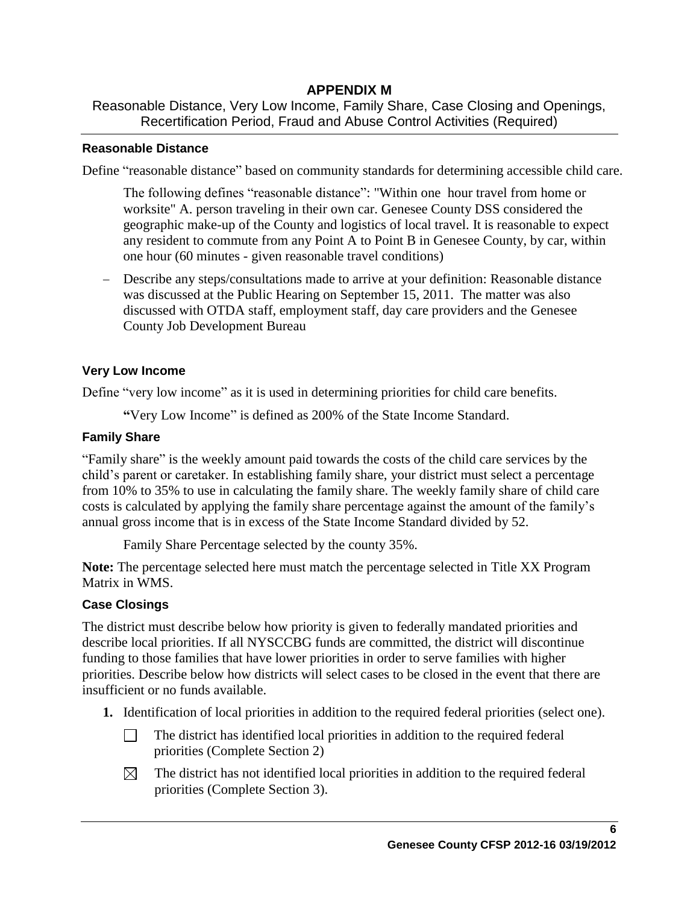# APPENDIX M

Reasonable Distance, Very Low Income, Family Share, Case Closing and Openings, Recertification Period, Fraud and Abuse Control Activities (Required)

### Reasonable Distance

Define "reasonable distance" based on community standards for determining accessible child care.

The following defines "reasonable distance": "Within one hour travel from home or worksite" A. person traveling in their own car. Genesee County DSS considered the geographic make-up of the County and logistics of local travel. It is reasonable to expect any resident to commute from any Point A to Point B in Genesee County, by car, within one hour (60 minutes - given reasonable travel conditions)

– Describe any steps/consultations made to arrive at your definition: Reasonable distance was discussed at the Public Hearing on September 15, 2011. The matter was also discussed with OTDA staff, employment staff, day care providers and the Genesee County Job Development Bureau

### Very Low Income

Define "very low income" as it is used in determining priorities for child care benefits.

"Very Low Income" is defined as 200% of the State Income Standard.

### Family Share

"Family share" is the weekly amount paid towards the costs of the child care services by the child's parent or caretaker. In establishing family share, your district must select a percentage from 10% to 35% to use in calculating the family share. The weekly family share of child care costs is calculated by applying the family share percentage against the amount of the family's annual gross income that is in excess of the State Income Standard divided by 52.

Family Share Percentage selected by the county 35%.

**Note:** The percentage selected here must match the percentage selected in Title XX Program Matrix in WMS.

### Case Closings

The district must describe below how priority is given to federally mandated priorities and describe local priorities. If all NYSCCBG funds are committed, the district will discontinue funding to those families that have lower priorities in order to serve families with higher priorities. Describe below how districts will select cases to be closed in the event that there are insufficient or no funds available.

**1.** Identification of local priorities in addition to the required federal priorities (select one).

☐ The district has identified local priorities in addition to the required federal priorities (Complete Section 2)

☒ The district has not identified local priorities in addition to the required federal priorities (Complete Section 3).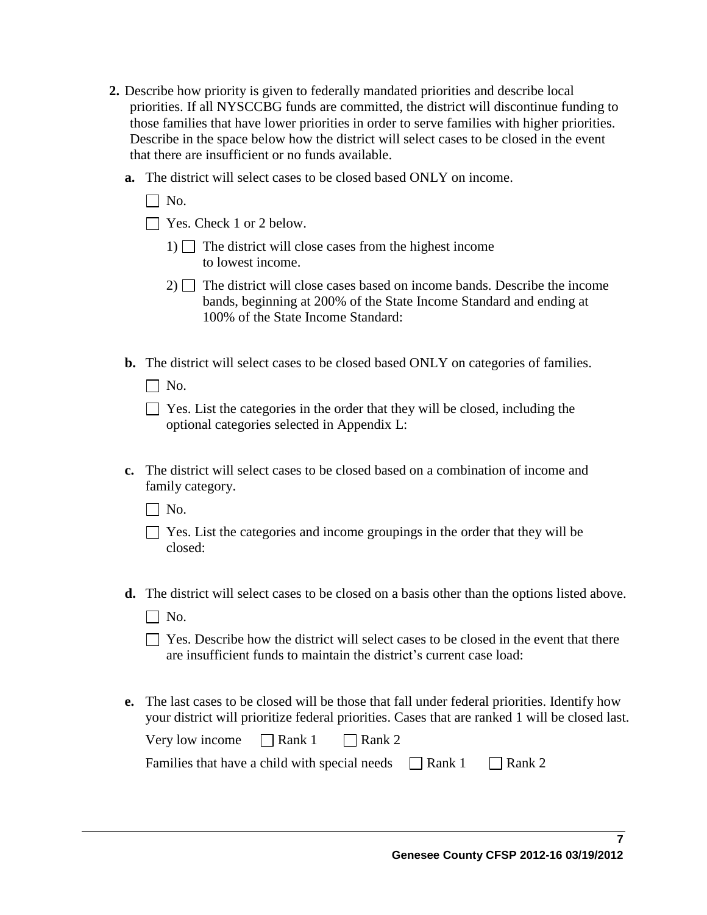**2.** Describe how priority is given to federally mandated priorities and describe local priorities. If all NYSCCBG funds are committed, the district will discontinue funding to those families that have lower priorities in order to serve families with higher priorities. Describe in the space below how the district will select cases to be closed in the event that there are insufficient or no funds available.

**a.** The district will select cases to be closed based ONLY on income.

☐ No.

☐ Yes. Check 1 or 2 below.

1) ☐ The district will close cases from the highest income to lowest income.

2) ☐ The district will close cases based on income bands. Describe the income bands, beginning at 200% of the State Income Standard and ending at 100% of the State Income Standard:

**b.** The district will select cases to be closed based ONLY on categories of families.

☐ No.

☐ Yes. List the categories in the order that they will be closed, including the optional categories selected in Appendix L:

**c.** The district will select cases to be closed based on a combination of income and family category.

☐ No.

☐ Yes. List the categories and income groupings in the order that they will be closed:

**d.** The district will select cases to be closed on a basis other than the options listed above.

☐ No.

☐ Yes. Describe how the district will select cases to be closed in the event that there are insufficient funds to maintain the district's current case load:

**e.** The last cases to be closed will be those that fall under federal priorities. Identify how your district will prioritize federal priorities. Cases that are ranked 1 will be closed last.

Very low income ☐ Rank 1 ☐ Rank 2

Families that have a child with special needs ☐ Rank 1 ☐ Rank 2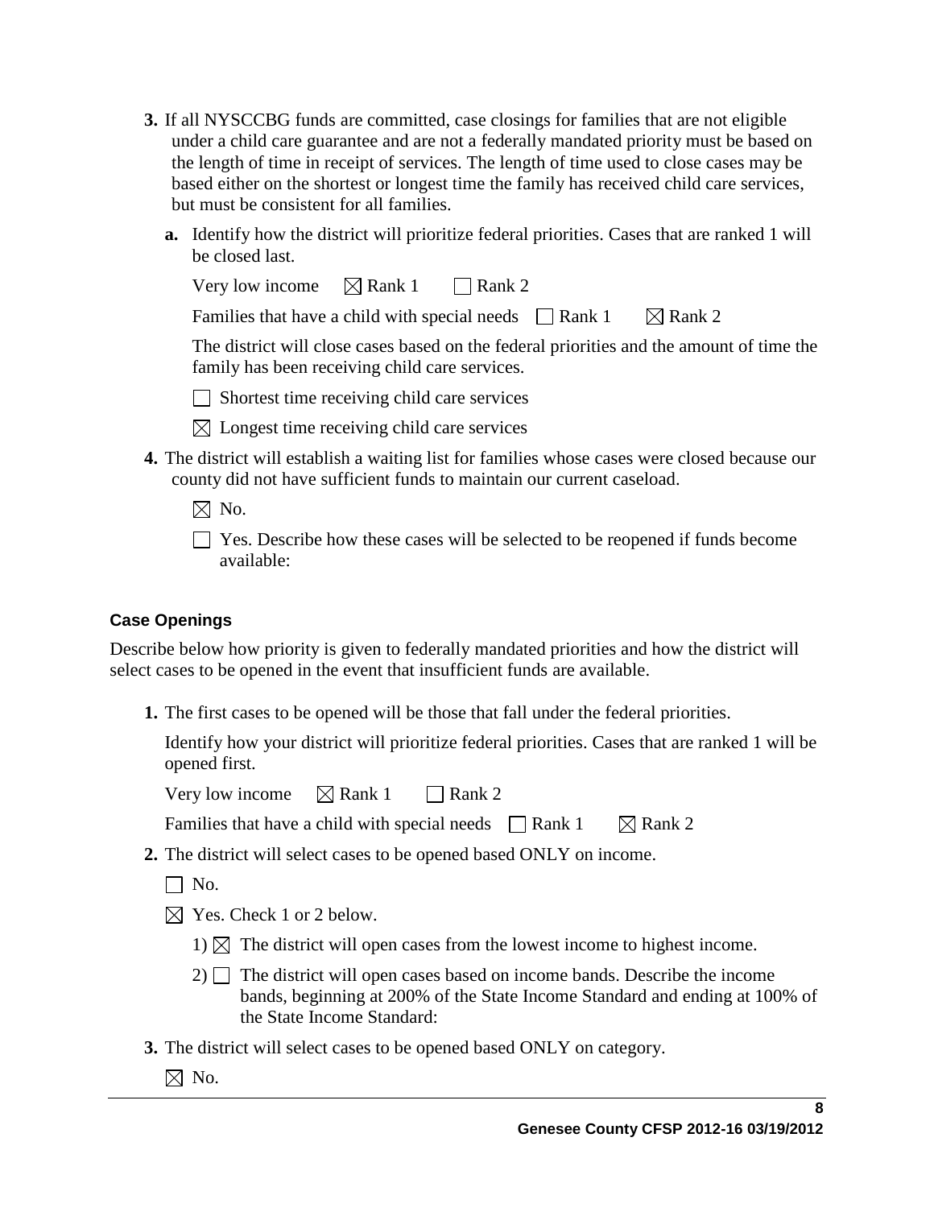3. If all NYSCCBG funds are committed, case closings for families that are not eligible under a child care guarantee and are not a federally mandated priority must be based on the length of time in receipt of services. The length of time used to close cases may be based either on the shortest or longest time the family has received child care services, but must be consistent for all families.

   a. Identify how the district will prioritize federal priorities. Cases that are ranked 1 will be closed last.

      Very low income ☒ Rank 1 ☐ Rank 2

      Families that have a child with special needs ☐ Rank 1 ☒ Rank 2

      The district will close cases based on the federal priorities and the amount of time the family has been receiving child care services.

      ☐ Shortest time receiving child care services

      ☒ Longest time receiving child care services

4. The district will establish a waiting list for families whose cases were closed because our county did not have sufficient funds to maintain our current caseload.

   ☒ No.

   ☐ Yes. Describe how these cases will be selected to be reopened if funds become available:

#### Case Openings

Describe below how priority is given to federally mandated priorities and how the district will select cases to be opened in the event that insufficient funds are available.

1. The first cases to be opened will be those that fall under the federal priorities.

   Identify how your district will prioritize federal priorities. Cases that are ranked 1 will be opened first.

   Very low income ☒ Rank 1 ☐ Rank 2

   Families that have a child with special needs ☐ Rank 1 ☒ Rank 2

2. The district will select cases to be opened based ONLY on income.

   ☐ No.

   ☒ Yes. Check 1 or 2 below.

   1) ☒ The district will open cases from the lowest income to highest income.

   2) ☐ The district will open cases based on income bands. Describe the income bands, beginning at 200% of the State Income Standard and ending at 100% of the State Income Standard:

3. The district will select cases to be opened based ONLY on category.

   ☒ No.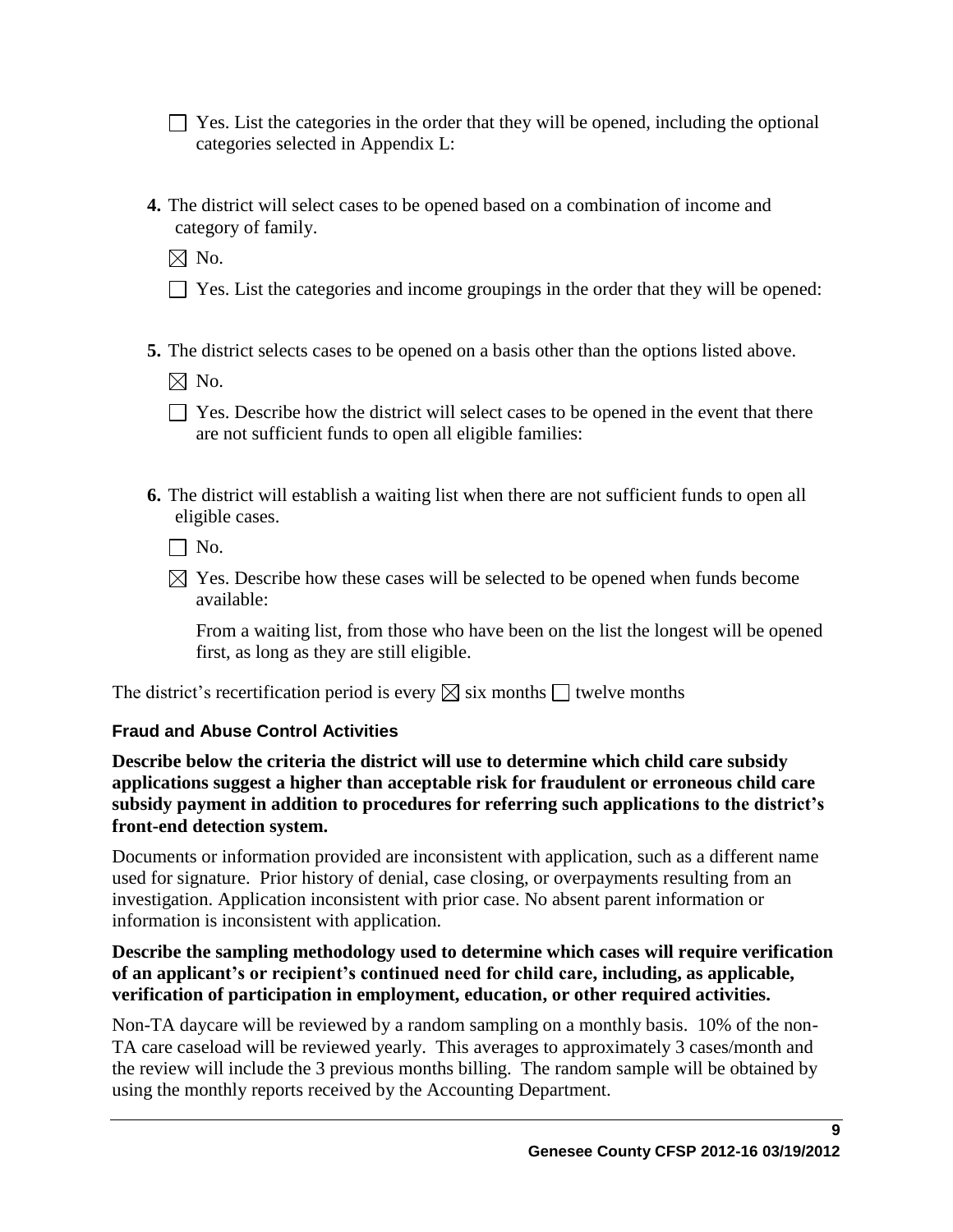☐ Yes. List the categories in the order that they will be opened, including the optional categories selected in Appendix L:

**4.** The district will select cases to be opened based on a combination of income and category of family.

☒ No.

☐ Yes. List the categories and income groupings in the order that they will be opened:

**5.** The district selects cases to be opened on a basis other than the options listed above.

☒ No.

☐ Yes. Describe how the district will select cases to be opened in the event that there are not sufficient funds to open all eligible families:

**6.** The district will establish a waiting list when there are not sufficient funds to open all eligible cases.

☐ No.

☒ Yes. Describe how these cases will be selected to be opened when funds become available:

From a waiting list, from those who have been on the list the longest will be opened first, as long as they are still eligible.

The district's recertification period is every ☒ six months ☐ twelve months

### Fraud and Abuse Control Activities

**Describe below the criteria the district will use to determine which child care subsidy applications suggest a higher than acceptable risk for fraudulent or erroneous child care subsidy payment in addition to procedures for referring such applications to the district's front-end detection system.**

Documents or information provided are inconsistent with application, such as a different name used for signature. Prior history of denial, case closing, or overpayments resulting from an investigation. Application inconsistent with prior case. No absent parent information or information is inconsistent with application.

**Describe the sampling methodology used to determine which cases will require verification of an applicant's or recipient's continued need for child care, including, as applicable, verification of participation in employment, education, or other required activities.**

Non-TA daycare will be reviewed by a random sampling on a monthly basis. 10% of the non-TA care caseload will be reviewed yearly. This averages to approximately 3 cases/month and the review will include the 3 previous months billing. The random sample will be obtained by using the monthly reports received by the Accounting Department.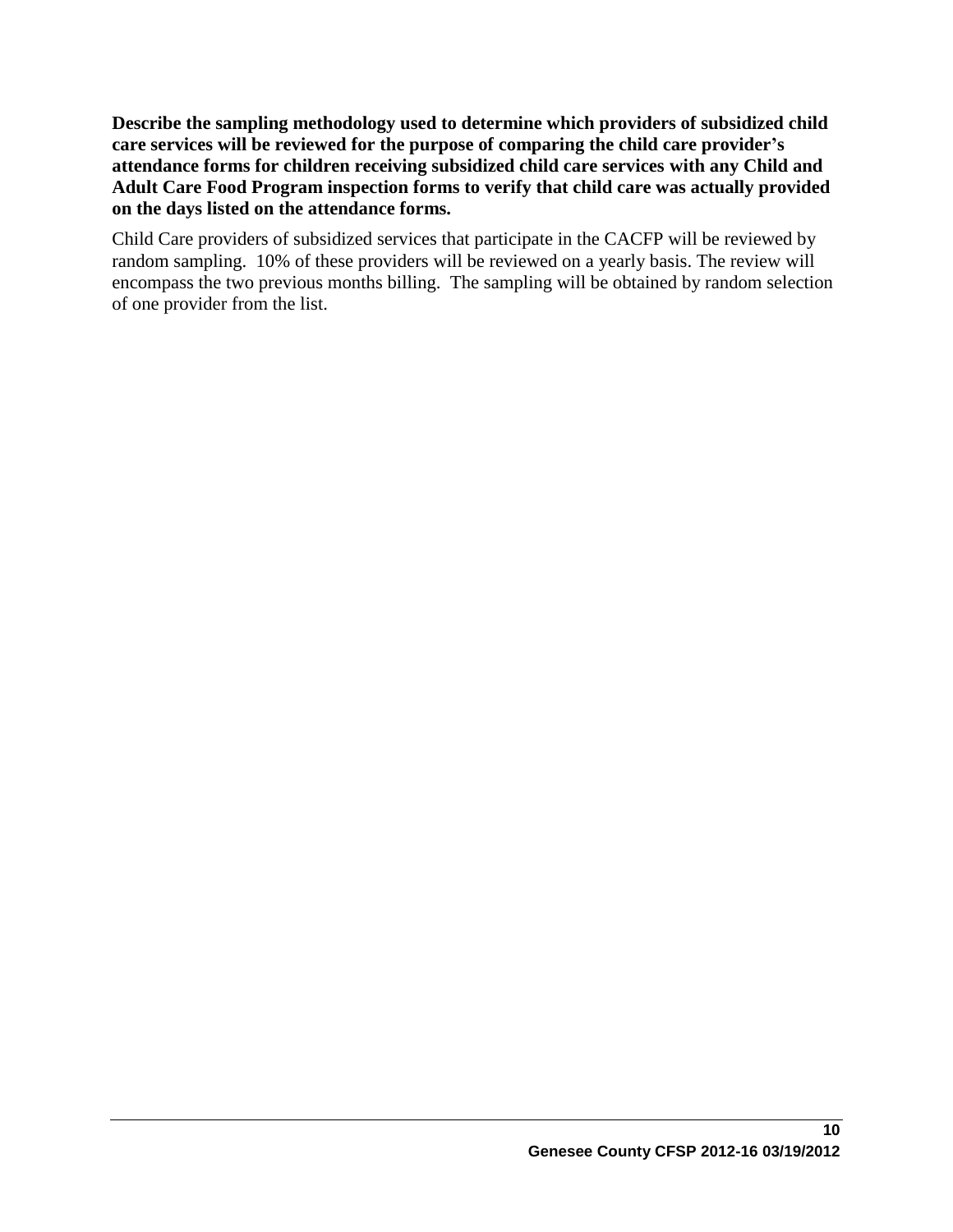**Describe the sampling methodology used to determine which providers of subsidized child care services will be reviewed for the purpose of comparing the child care provider's attendance forms for children receiving subsidized child care services with any Child and Adult Care Food Program inspection forms to verify that child care was actually provided on the days listed on the attendance forms.**

Child Care providers of subsidized services that participate in the CACFP will be reviewed by random sampling. 10% of these providers will be reviewed on a yearly basis. The review will encompass the two previous months billing. The sampling will be obtained by random selection of one provider from the list.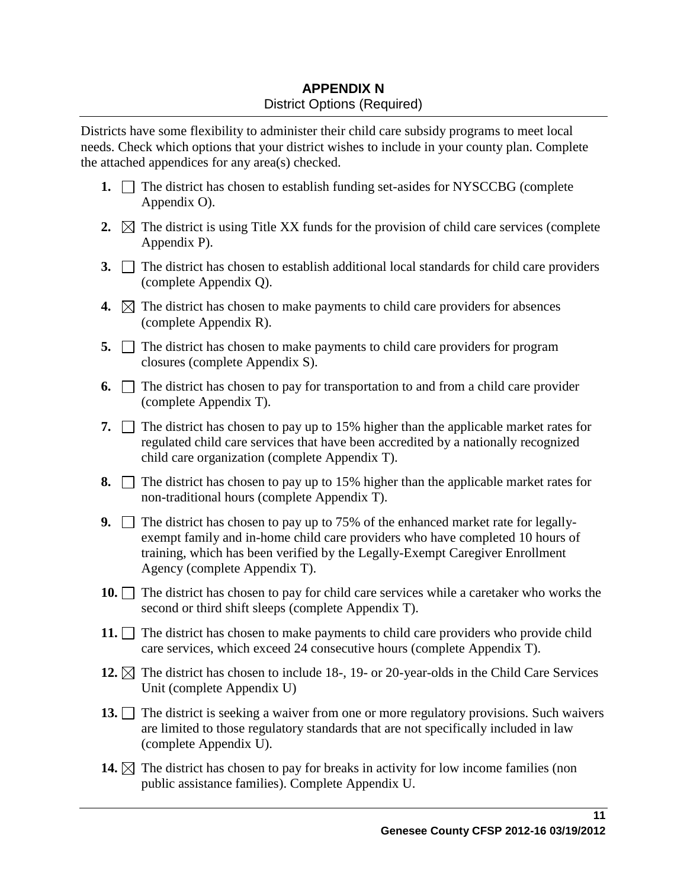# APPENDIX N

District Options (Required)

Districts have some flexibility to administer their child care subsidy programs to meet local needs. Check which options that your district wishes to include in your county plan. Complete the attached appendices for any area(s) checked.

1. ☐ The district has chosen to establish funding set-asides for NYSCCBG (complete Appendix O).
2. ☒ The district is using Title XX funds for the provision of child care services (complete Appendix P).
3. ☐ The district has chosen to establish additional local standards for child care providers (complete Appendix Q).
4. ☒ The district has chosen to make payments to child care providers for absences (complete Appendix R).
5. ☐ The district has chosen to make payments to child care providers for program closures (complete Appendix S).
6. ☐ The district has chosen to pay for transportation to and from a child care provider (complete Appendix T).
7. ☐ The district has chosen to pay up to 15% higher than the applicable market rates for regulated child care services that have been accredited by a nationally recognized child care organization (complete Appendix T).
8. ☐ The district has chosen to pay up to 15% higher than the applicable market rates for non-traditional hours (complete Appendix T).
9. ☐ The district has chosen to pay up to 75% of the enhanced market rate for legally-exempt family and in-home child care providers who have completed 10 hours of training, which has been verified by the Legally-Exempt Caregiver Enrollment Agency (complete Appendix T).
10. ☐ The district has chosen to pay for child care services while a caretaker who works the second or third shift sleeps (complete Appendix T).
11. ☐ The district has chosen to make payments to child care providers who provide child care services, which exceed 24 consecutive hours (complete Appendix T).
12. ☒ The district has chosen to include 18-, 19- or 20-year-olds in the Child Care Services Unit (complete Appendix U)
13. ☐ The district is seeking a waiver from one or more regulatory provisions. Such waivers are limited to those regulatory standards that are not specifically included in law (complete Appendix U).
14. ☒ The district has chosen to pay for breaks in activity for low income families (non public assistance families). Complete Appendix U.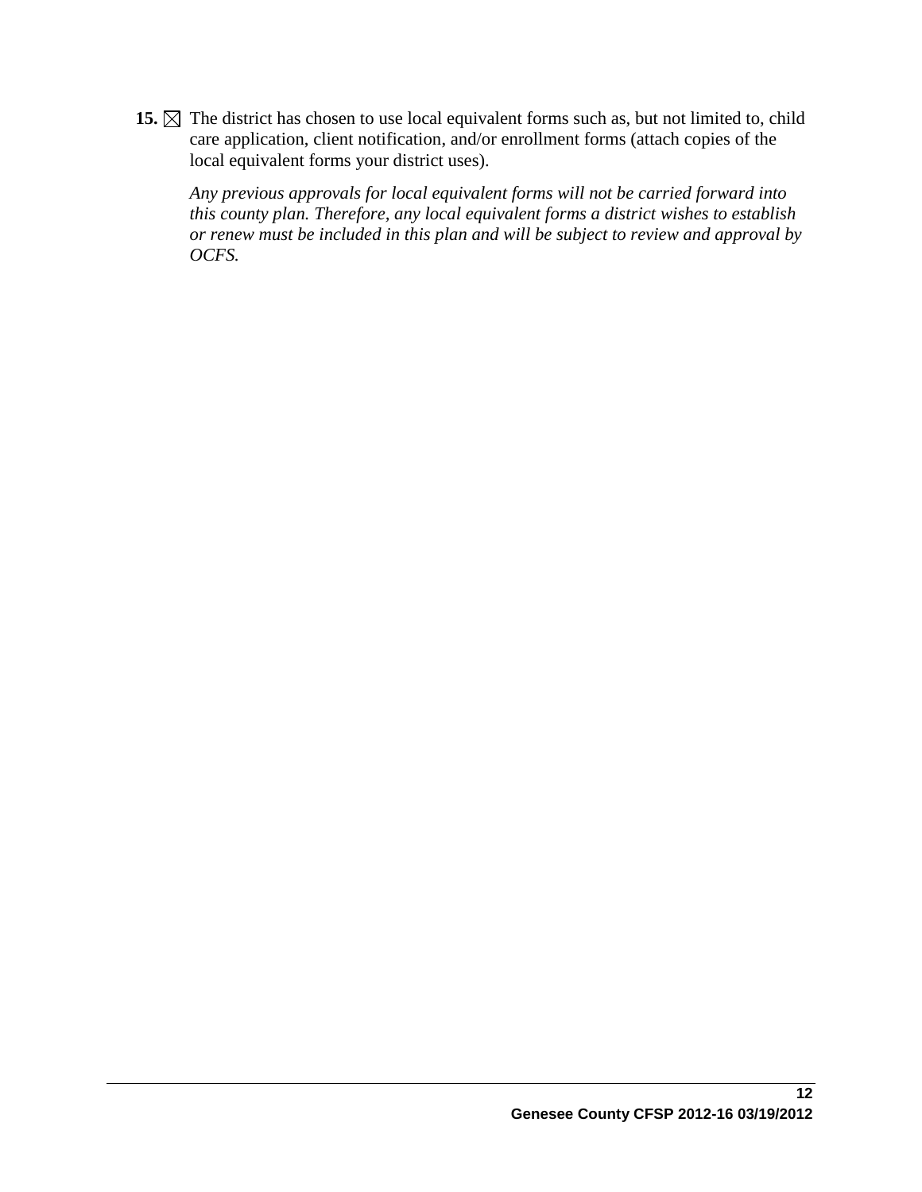**15.** ☒ The district has chosen to use local equivalent forms such as, but not limited to, child care application, client notification, and/or enrollment forms (attach copies of the local equivalent forms your district uses).

*Any previous approvals for local equivalent forms will not be carried forward into this county plan. Therefore, any local equivalent forms a district wishes to establish or renew must be included in this plan and will be subject to review and approval by OCFS.*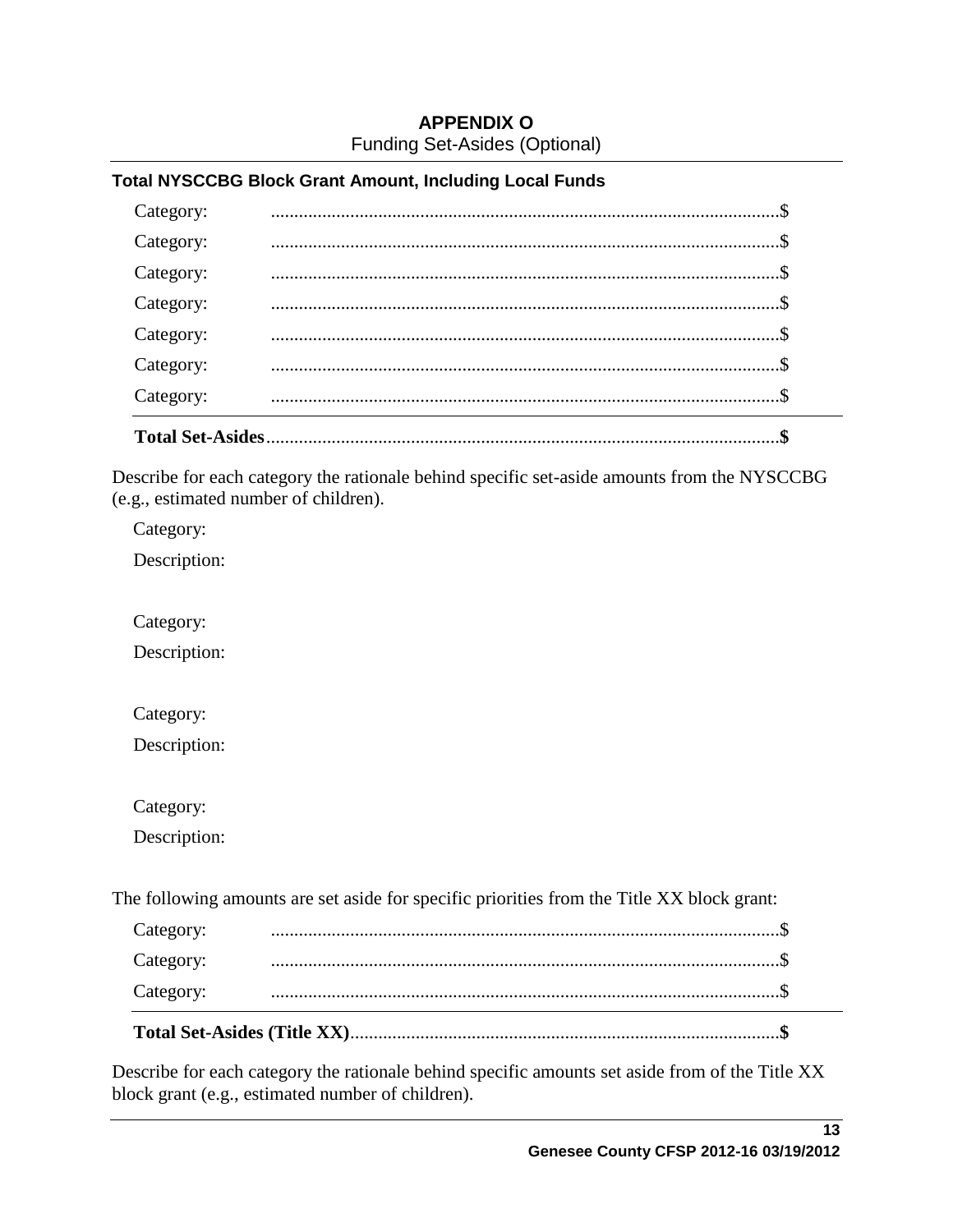# APPENDIX O

Funding Set-Asides (Optional)

**Total NYSCCBG Block Grant Amount, Including Local Funds**

Category: ............................................................................................................$

Category: ............................................................................................................$

Category: ............................................................................................................$

Category: ............................................................................................................$

Category: ............................................................................................................$

Category: ............................................................................................................$

Category: ............................................................................................................$

**Total Set-Asides**..............................................................................................................**$**

Describe for each category the rationale behind specific set-aside amounts from the NYSCCBG (e.g., estimated number of children).

Category:

Description:

Category:

Description:

Category:

Description:

Category:

Description:

The following amounts are set aside for specific priorities from the Title XX block grant:

Category: ............................................................................................................$

Category: ............................................................................................................$

Category: ............................................................................................................$

**Total Set-Asides (Title XX)**...........................................................................................**$**

Describe for each category the rationale behind specific amounts set aside from of the Title XX block grant (e.g., estimated number of children).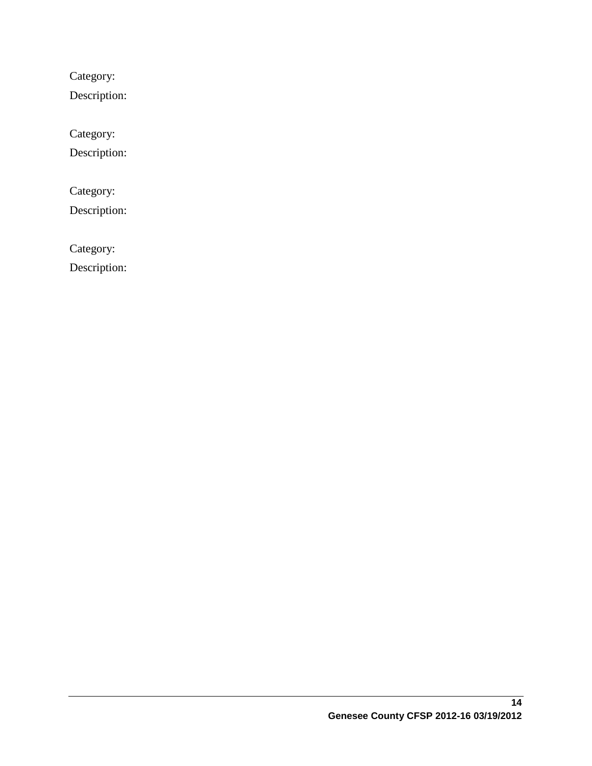Category:

Description:

Category:

Description:

Category:

Description:

Category:

Description: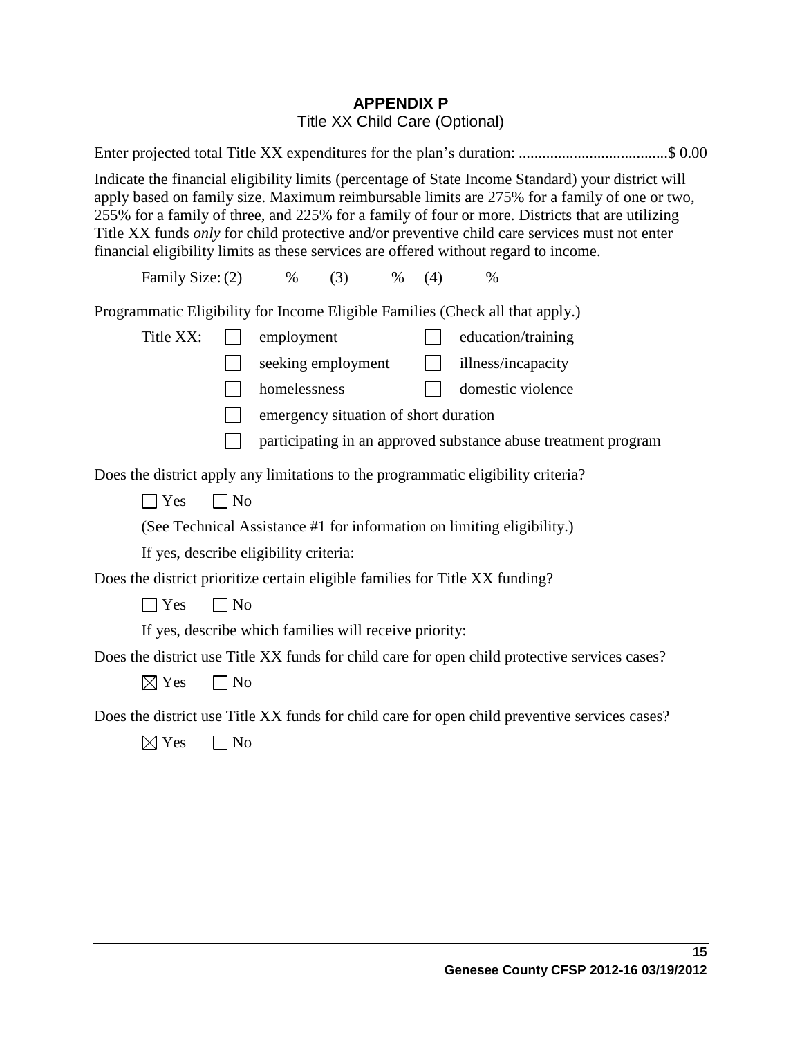# APPENDIX P

## Title XX Child Care (Optional)

Enter projected total Title XX expenditures for the plan's duration: ......................................$ 0.00

Indicate the financial eligibility limits (percentage of State Income Standard) your district will apply based on family size. Maximum reimbursable limits are 275% for a family of one or two, 255% for a family of three, and 225% for a family of four or more. Districts that are utilizing Title XX funds *only* for child protective and/or preventive child care services must not enter financial eligibility limits as these services are offered without regard to income.

Family Size: (2) % (3) % (4) %

Programmatic Eligibility for Income Eligible Families (Check all that apply.)

Title XX:

- ☐ employment
- ☐ education/training
- ☐ seeking employment
- ☐ illness/incapacity
- ☐ homelessness
- ☐ domestic violence
- ☐ emergency situation of short duration
- ☐ participating in an approved substance abuse treatment program

Does the district apply any limitations to the programmatic eligibility criteria?

☐ Yes ☐ No

(See Technical Assistance #1 for information on limiting eligibility.)

If yes, describe eligibility criteria:

Does the district prioritize certain eligible families for Title XX funding?

☐ Yes ☐ No

If yes, describe which families will receive priority:

Does the district use Title XX funds for child care for open child protective services cases?

☒ Yes ☐ No

Does the district use Title XX funds for child care for open child preventive services cases?

☒ Yes ☐ No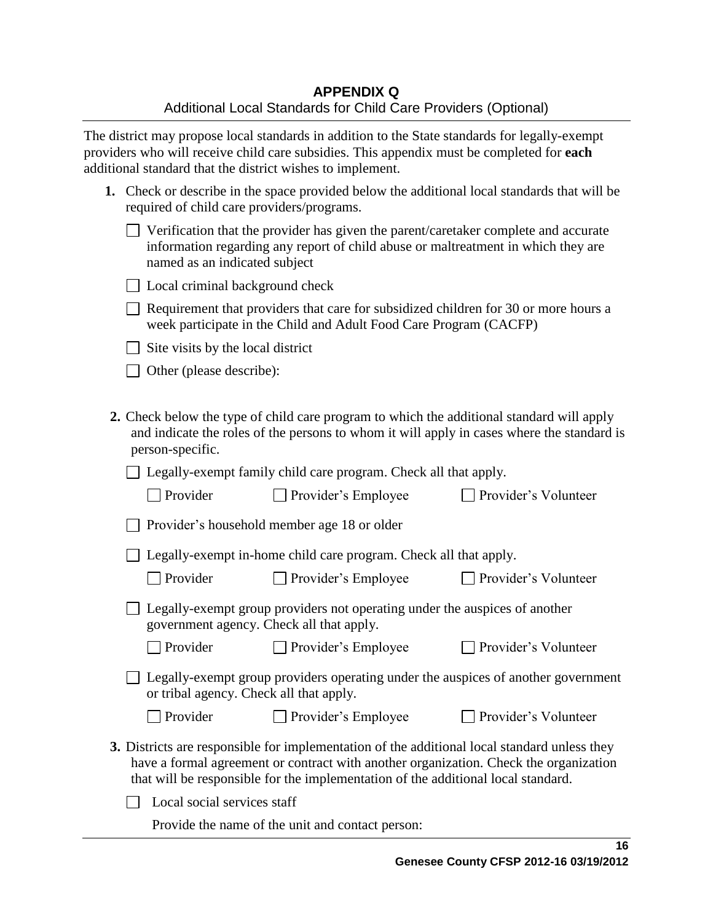# APPENDIX Q

Additional Local Standards for Child Care Providers (Optional)

The district may propose local standards in addition to the State standards for legally-exempt providers who will receive child care subsidies. This appendix must be completed for **each** additional standard that the district wishes to implement.

**1.** Check or describe in the space provided below the additional local standards that will be required of child care providers/programs.

- ☐ Verification that the provider has given the parent/caretaker complete and accurate information regarding any report of child abuse or maltreatment in which they are named as an indicated subject
- ☐ Local criminal background check
- ☐ Requirement that providers that care for subsidized children for 30 or more hours a week participate in the Child and Adult Food Care Program (CACFP)
- ☐ Site visits by the local district
- ☐ Other (please describe):

**2.** Check below the type of child care program to which the additional standard will apply and indicate the roles of the persons to whom it will apply in cases where the standard is person-specific.

- ☐ Legally-exempt family child care program. Check all that apply.
  - ☐ Provider ☐ Provider's Employee ☐ Provider's Volunteer
  - ☐ Provider's household member age 18 or older
- ☐ Legally-exempt in-home child care program. Check all that apply.
  - ☐ Provider ☐ Provider's Employee ☐ Provider's Volunteer
- ☐ Legally-exempt group providers not operating under the auspices of another government agency. Check all that apply.
  - ☐ Provider ☐ Provider's Employee ☐ Provider's Volunteer
- ☐ Legally-exempt group providers operating under the auspices of another government or tribal agency. Check all that apply.
  - ☐ Provider ☐ Provider's Employee ☐ Provider's Volunteer

**3.** Districts are responsible for implementation of the additional local standard unless they have a formal agreement or contract with another organization. Check the organization that will be responsible for the implementation of the additional local standard.

- ☐ Local social services staff

  Provide the name of the unit and contact person: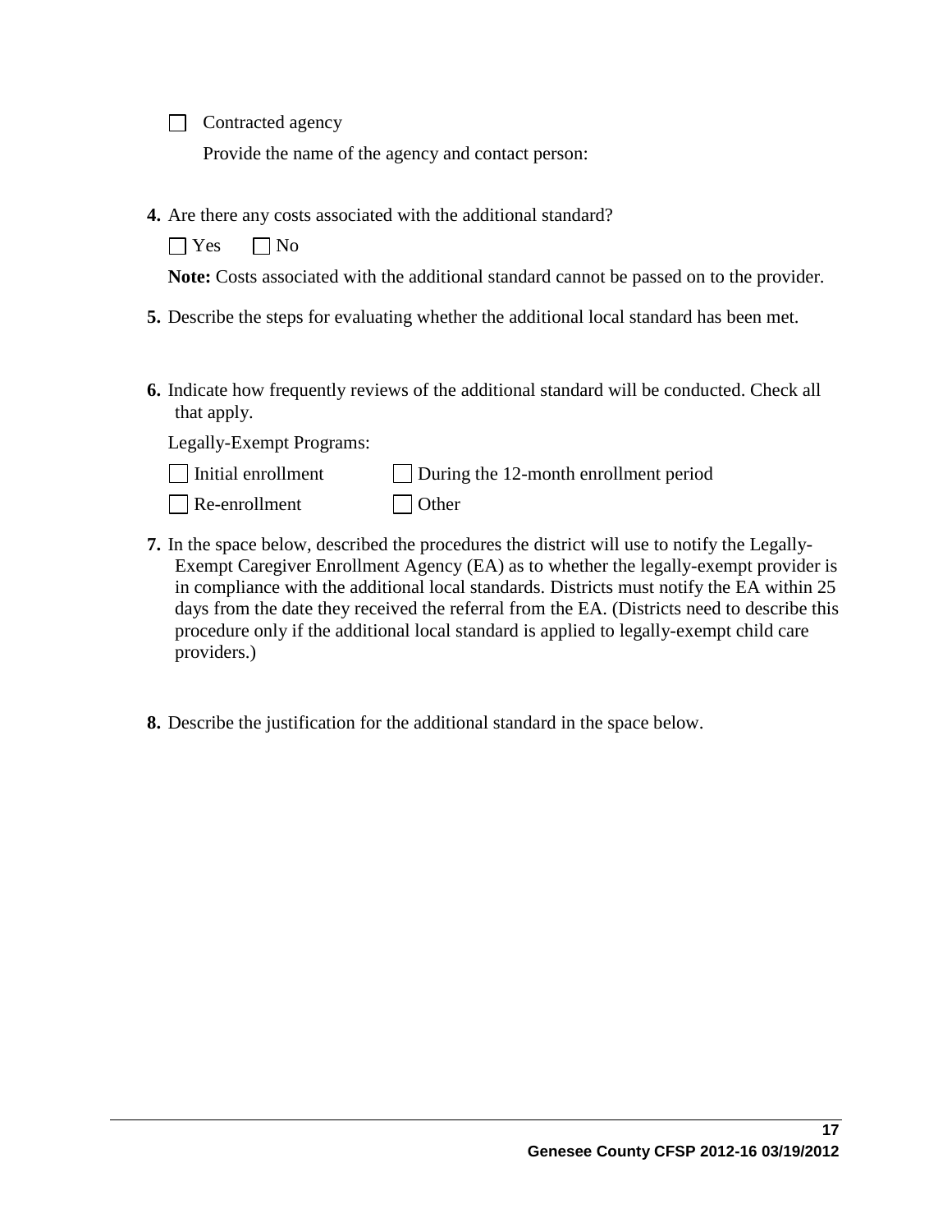☐ Contracted agency

Provide the name of the agency and contact person:

**4.** Are there any costs associated with the additional standard?

☐ Yes ☐ No

**Note:** Costs associated with the additional standard cannot be passed on to the provider.

**5.** Describe the steps for evaluating whether the additional local standard has been met.

**6.** Indicate how frequently reviews of the additional standard will be conducted. Check all that apply.

Legally-Exempt Programs:

☐ Initial enrollment ☐ During the 12-month enrollment period

☐ Re-enrollment ☐ Other

**7.** In the space below, described the procedures the district will use to notify the Legally-Exempt Caregiver Enrollment Agency (EA) as to whether the legally-exempt provider is in compliance with the additional local standards. Districts must notify the EA within 25 days from the date they received the referral from the EA. (Districts need to describe this procedure only if the additional local standard is applied to legally-exempt child care providers.)

**8.** Describe the justification for the additional standard in the space below.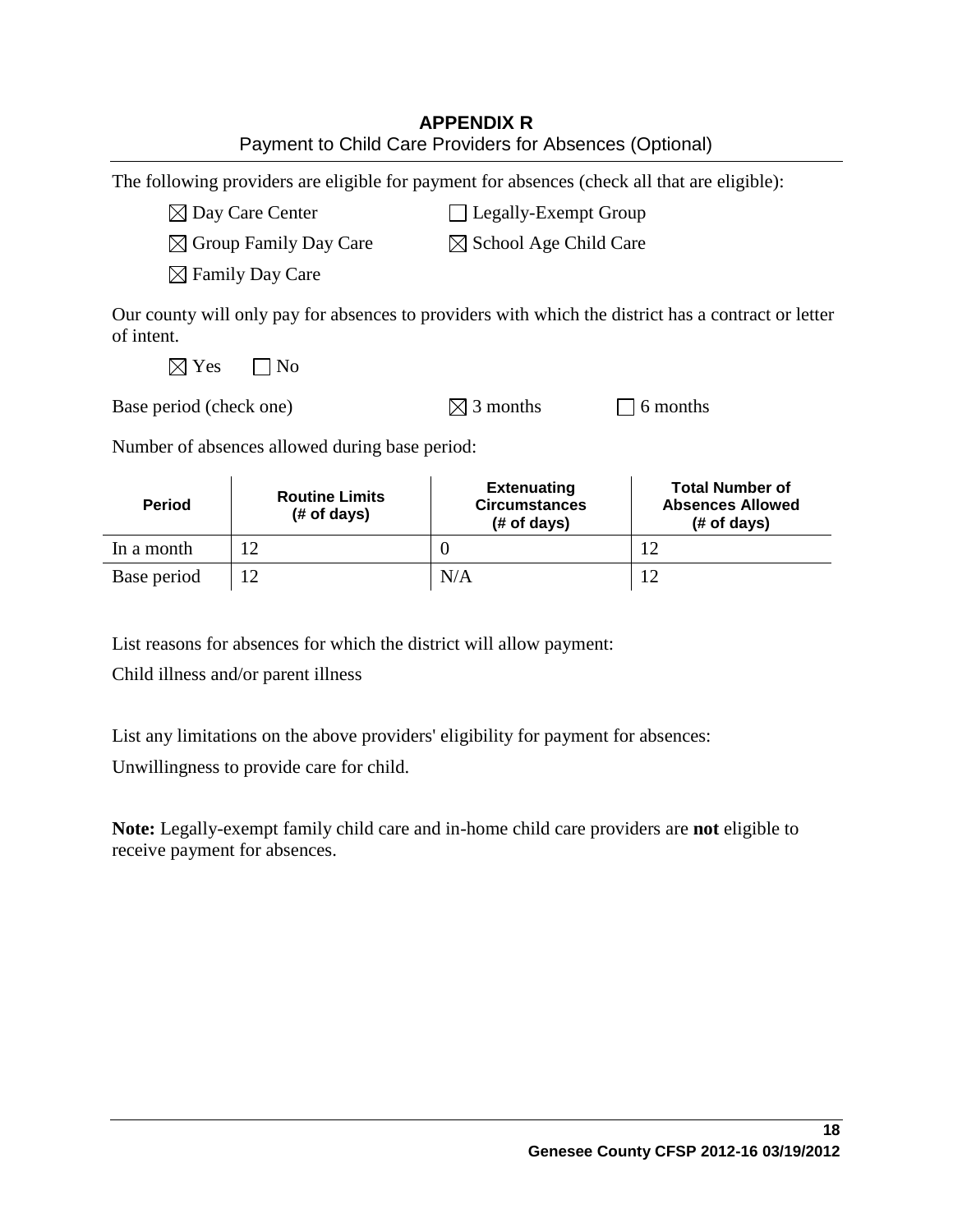# APPENDIX R

Payment to Child Care Providers for Absences (Optional)

The following providers are eligible for payment for absences (check all that are eligible):

☒ Day Care Center ☐ Legally-Exempt Group

☒ Group Family Day Care ☒ School Age Child Care

☒ Family Day Care

Our county will only pay for absences to providers with which the district has a contract or letter of intent.

☒ Yes ☐ No

Base period (check one) ☒ 3 months ☐ 6 months

Number of absences allowed during base period:

| Period | Routine Limits (# of days) | Extenuating Circumstances (# of days) | Total Number of Absences Allowed (# of days) |
|---|---|---|---|
| In a month | 12 | 0 | 12 |
| Base period | 12 | N/A | 12 |

List reasons for absences for which the district will allow payment:

Child illness and/or parent illness

List any limitations on the above providers' eligibility for payment for absences:

Unwillingness to provide care for child.

**Note:** Legally-exempt family child care and in-home child care providers are **not** eligible to receive payment for absences.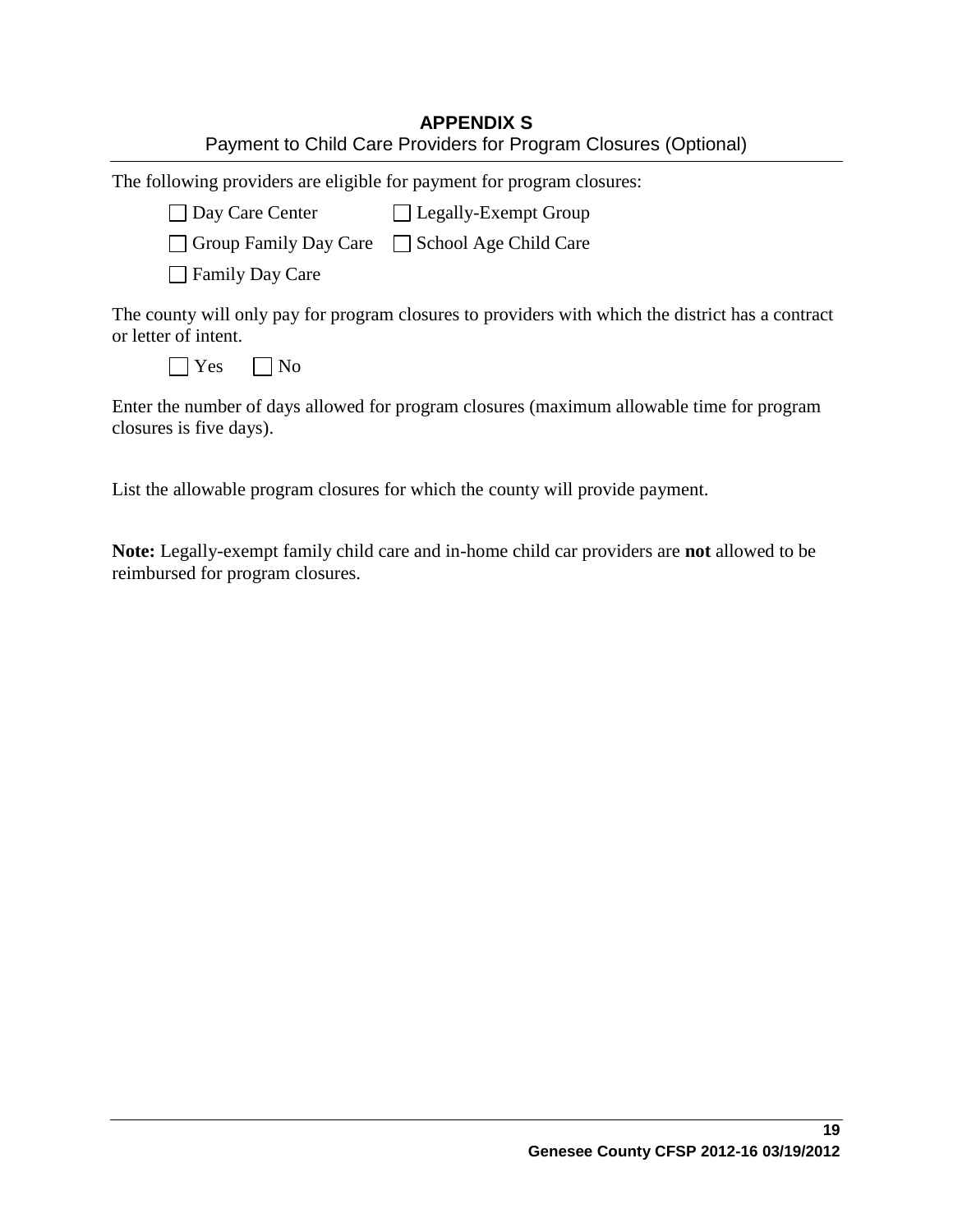# APPENDIX S

Payment to Child Care Providers for Program Closures (Optional)

The following providers are eligible for payment for program closures:

- ☐ Day Care Center
- ☐ Legally-Exempt Group
- ☐ Group Family Day Care
- ☐ School Age Child Care
- ☐ Family Day Care

The county will only pay for program closures to providers with which the district has a contract or letter of intent.

☐ Yes ☐ No

Enter the number of days allowed for program closures (maximum allowable time for program closures is five days).

List the allowable program closures for which the county will provide payment.

**Note:** Legally-exempt family child care and in-home child car providers are **not** allowed to be reimbursed for program closures.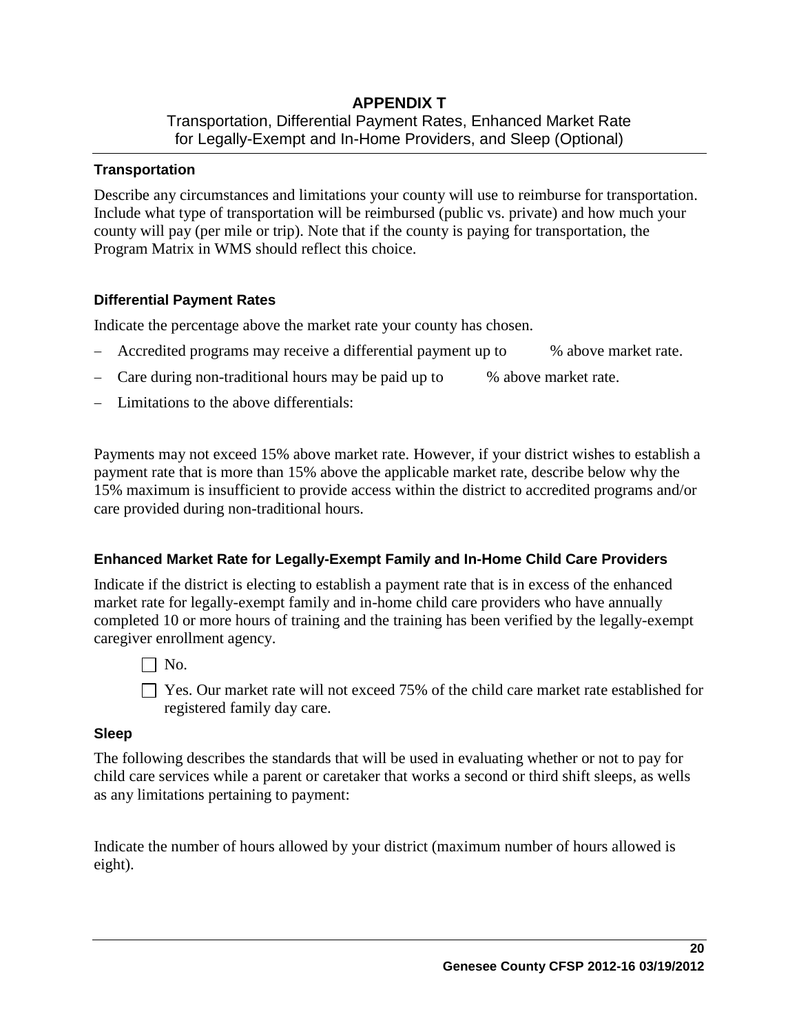# APPENDIX T

Transportation, Differential Payment Rates, Enhanced Market Rate for Legally-Exempt and In-Home Providers, and Sleep (Optional)

### Transportation

Describe any circumstances and limitations your county will use to reimburse for transportation. Include what type of transportation will be reimbursed (public vs. private) and how much your county will pay (per mile or trip). Note that if the county is paying for transportation, the Program Matrix in WMS should reflect this choice.

### Differential Payment Rates

Indicate the percentage above the market rate your county has chosen.

- Accredited programs may receive a differential payment up to      % above market rate.
- Care during non-traditional hours may be paid up to      % above market rate.
- Limitations to the above differentials:

Payments may not exceed 15% above market rate. However, if your district wishes to establish a payment rate that is more than 15% above the applicable market rate, describe below why the 15% maximum is insufficient to provide access within the district to accredited programs and/or care provided during non-traditional hours.

### Enhanced Market Rate for Legally-Exempt Family and In-Home Child Care Providers

Indicate if the district is electing to establish a payment rate that is in excess of the enhanced market rate for legally-exempt family and in-home child care providers who have annually completed 10 or more hours of training and the training has been verified by the legally-exempt caregiver enrollment agency.

☐ No.

☐ Yes. Our market rate will not exceed 75% of the child care market rate established for registered family day care.

### Sleep

The following describes the standards that will be used in evaluating whether or not to pay for child care services while a parent or caretaker that works a second or third shift sleeps, as wells as any limitations pertaining to payment:

Indicate the number of hours allowed by your district (maximum number of hours allowed is eight).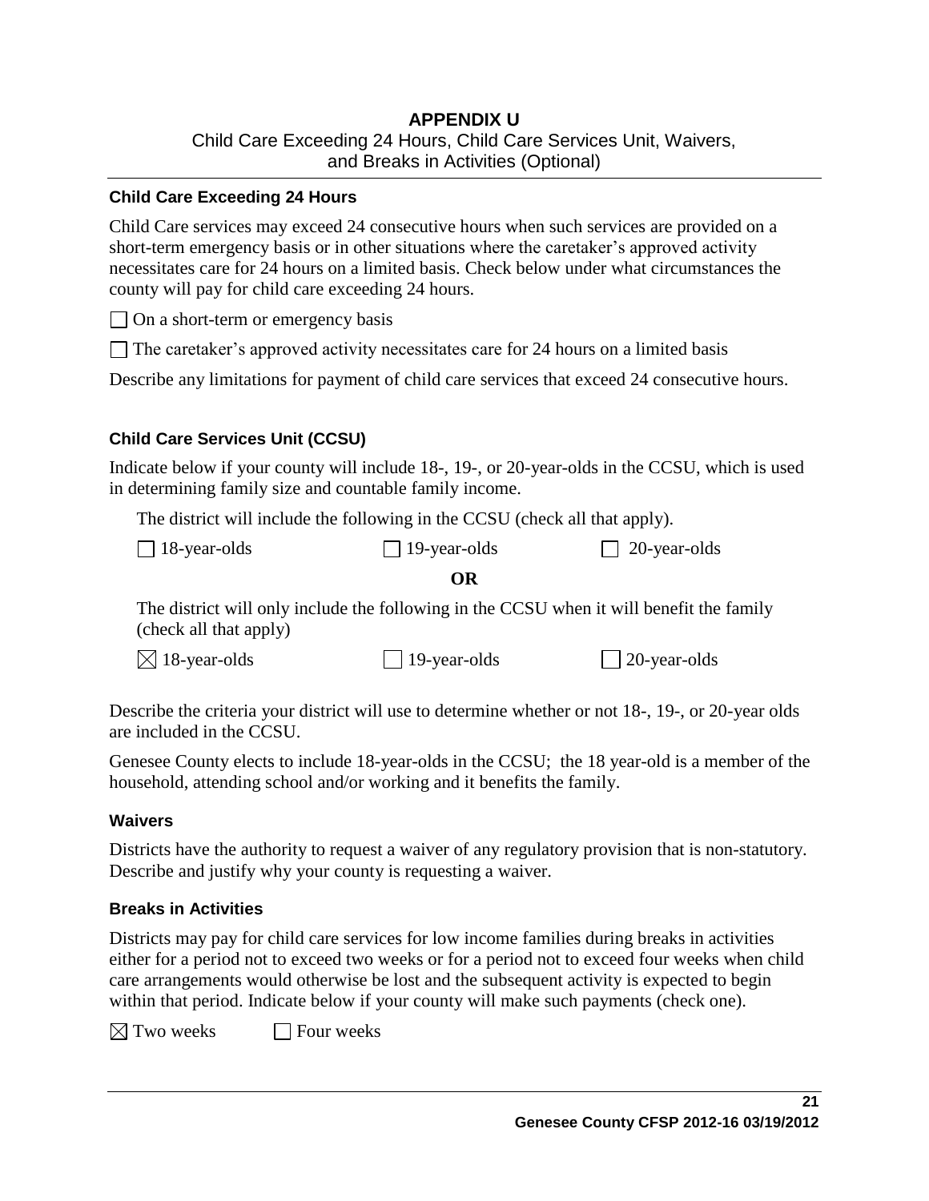# APPENDIX U

Child Care Exceeding 24 Hours, Child Care Services Unit, Waivers, and Breaks in Activities (Optional)

### Child Care Exceeding 24 Hours

Child Care services may exceed 24 consecutive hours when such services are provided on a short-term emergency basis or in other situations where the caretaker's approved activity necessitates care for 24 hours on a limited basis. Check below under what circumstances the county will pay for child care exceeding 24 hours.

☐ On a short-term or emergency basis

☐ The caretaker's approved activity necessitates care for 24 hours on a limited basis

Describe any limitations for payment of child care services that exceed 24 consecutive hours.

### Child Care Services Unit (CCSU)

Indicate below if your county will include 18-, 19-, or 20-year-olds in the CCSU, which is used in determining family size and countable family income.

The district will include the following in the CCSU (check all that apply).

☐ 18-year-olds ☐ 19-year-olds ☐ 20-year-olds

**OR**

The district will only include the following in the CCSU when it will benefit the family (check all that apply)

☒ 18-year-olds ☐ 19-year-olds ☐ 20-year-olds

Describe the criteria your district will use to determine whether or not 18-, 19-, or 20-year olds are included in the CCSU.

Genesee County elects to include 18-year-olds in the CCSU; the 18 year-old is a member of the household, attending school and/or working and it benefits the family.

### Waivers

Districts have the authority to request a waiver of any regulatory provision that is non-statutory. Describe and justify why your county is requesting a waiver.

### Breaks in Activities

Districts may pay for child care services for low income families during breaks in activities either for a period not to exceed two weeks or for a period not to exceed four weeks when child care arrangements would otherwise be lost and the subsequent activity is expected to begin within that period. Indicate below if your county will make such payments (check one).

☒ Two weeks ☐ Four weeks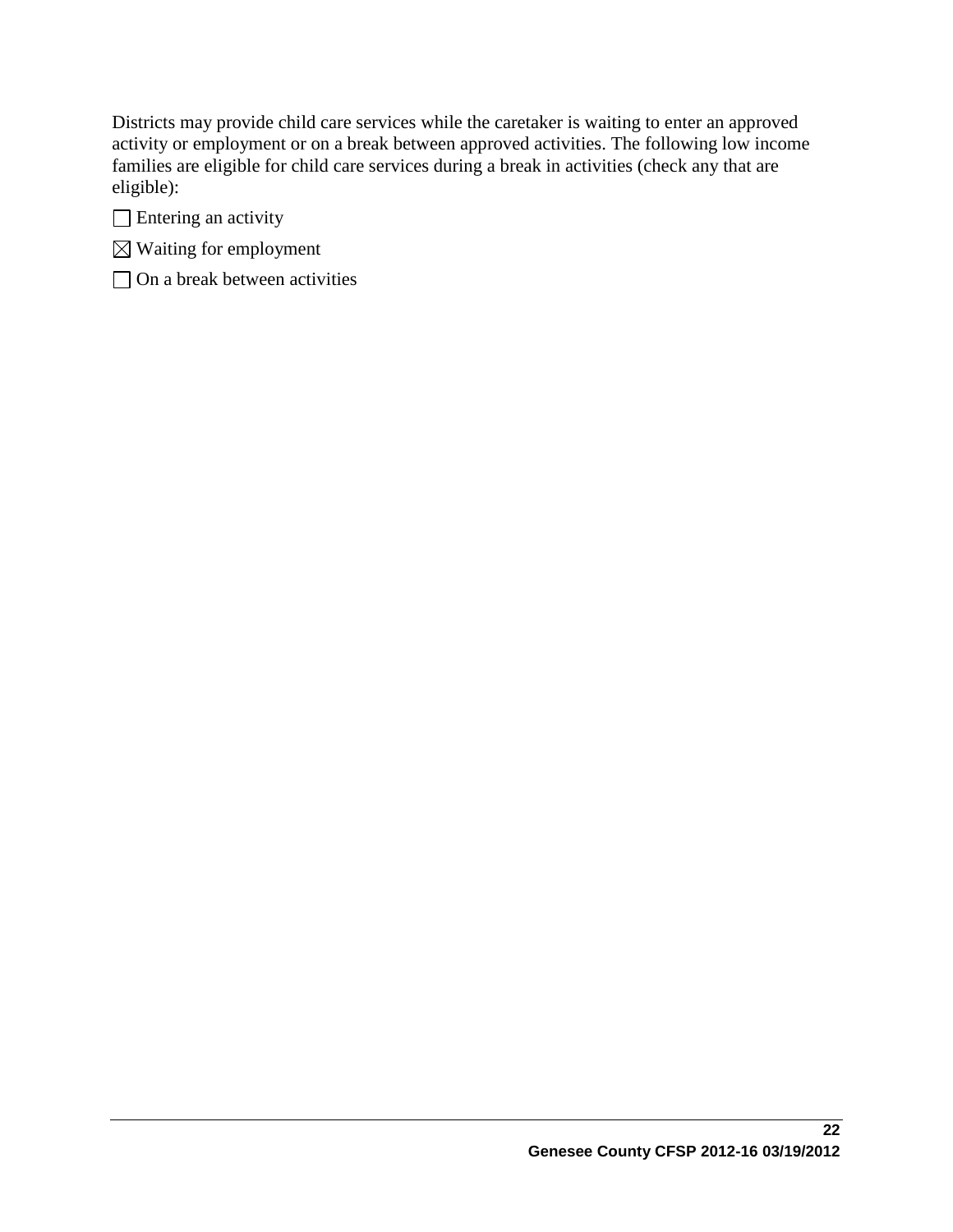Districts may provide child care services while the caretaker is waiting to enter an approved activity or employment or on a break between approved activities. The following low income families are eligible for child care services during a break in activities (check any that are eligible):

☐ Entering an activity

☒ Waiting for employment

☐ On a break between activities